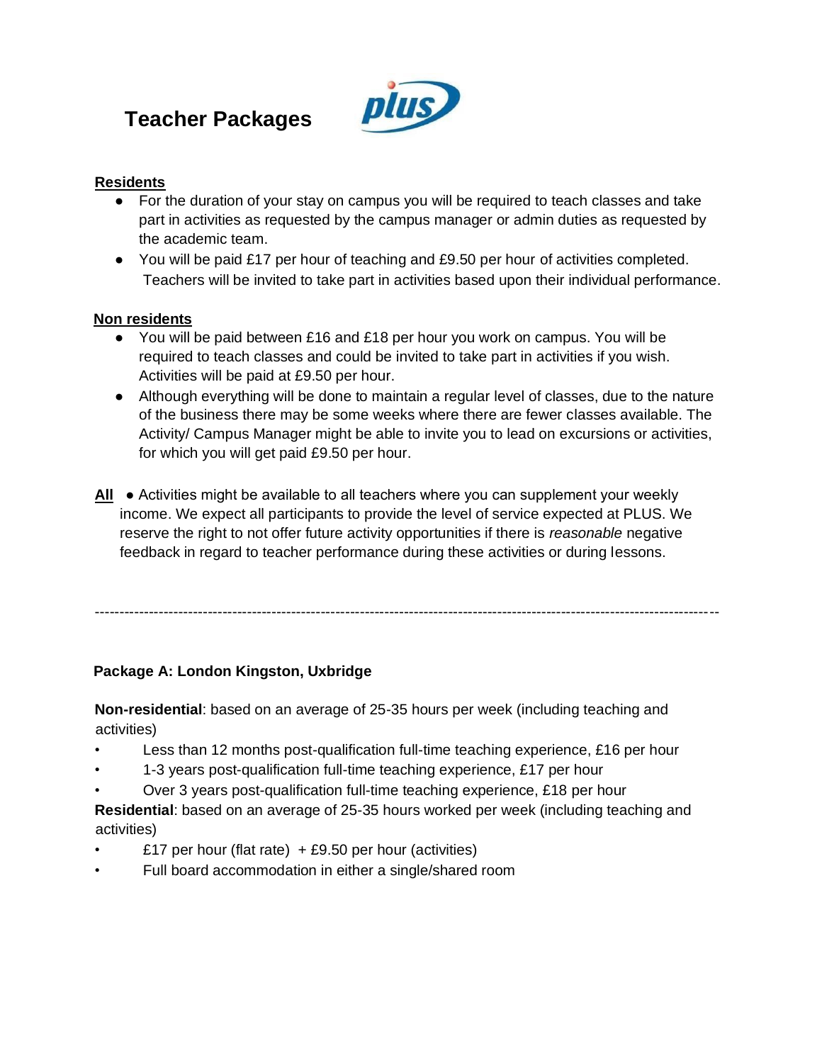# Teacher Packages

**Residents**

- For the duration of your stay on campus you will be required to teach classes and take part in activities as requested by the campus manager or admin duties as requested by the academic team.
- You will be paid £17 per hour of teaching and £9.50 per hour of activities completed. Teachers will be invited to take part in activities based upon their individual performance.

**Non residents**

- You will be paid between £16 and £18 per hour you work on campus. You will be required to teach classes and could be invited to take part in activities if you wish. Activities will be paid at £9.50 per hour.
- Although everything will be done to maintain a regular level of classes, due to the nature of the business there may be some weeks where there are fewer classes available. The Activity/ Campus Manager might be able to invite you to lead on excursions or activities, for which you will get paid £9.50 per hour.

**All**

- Activities might be available to all teachers where you can supplement your weekly income. We expect all participants to provide the level of service expected at PLUS. We reserve the right to not offer future activity opportunities if there is *reasonable* negative feedback in regard to teacher performance during these activities or during lessons.

---

**Package A: London Kingston, Uxbridge**

**Non-residential**: based on an average of 25-35 hours per week (including teaching and activities)

- Less than 12 months post-qualification full-time teaching experience, £16 per hour
- 1-3 years post-qualification full-time teaching experience, £17 per hour
- Over 3 years post-qualification full-time teaching experience, £18 per hour

**Residential**: based on an average of 25-35 hours worked per week (including teaching and activities)

- £17 per hour (flat rate) + £9.50 per hour (activities)
- Full board accommodation in either a single/shared room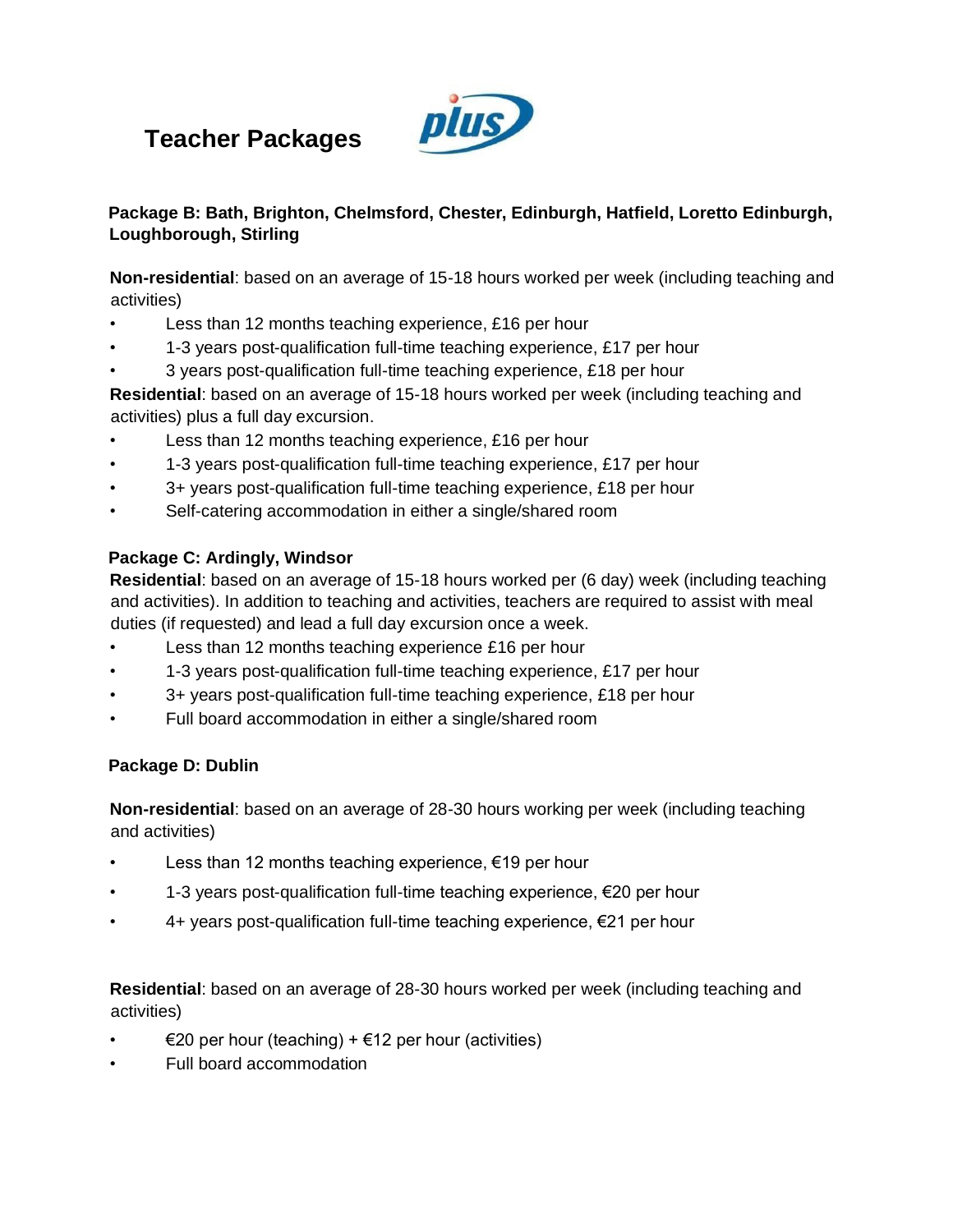# Teacher Packages

### Package B: Bath, Brighton, Chelmsford, Chester, Edinburgh, Hatfield, Loretto Edinburgh, Loughborough, Stirling

**Non-residential**: based on an average of 15-18 hours worked per week (including teaching and activities)

- Less than 12 months teaching experience, £16 per hour
- 1-3 years post-qualification full-time teaching experience, £17 per hour
- 3 years post-qualification full-time teaching experience, £18 per hour

**Residential**: based on an average of 15-18 hours worked per week (including teaching and activities) plus a full day excursion.

- Less than 12 months teaching experience, £16 per hour
- 1-3 years post-qualification full-time teaching experience, £17 per hour
- 3+ years post-qualification full-time teaching experience, £18 per hour
- Self-catering accommodation in either a single/shared room

### Package C: Ardingly, Windsor

**Residential**: based on an average of 15-18 hours worked per (6 day) week (including teaching and activities). In addition to teaching and activities, teachers are required to assist with meal duties (if requested) and lead a full day excursion once a week.

- Less than 12 months teaching experience £16 per hour
- 1-3 years post-qualification full-time teaching experience, £17 per hour
- 3+ years post-qualification full-time teaching experience, £18 per hour
- Full board accommodation in either a single/shared room

### Package D: Dublin

**Non-residential**: based on an average of 28-30 hours working per week (including teaching and activities)

- Less than 12 months teaching experience, €19 per hour
- 1-3 years post-qualification full-time teaching experience, €20 per hour
- 4+ years post-qualification full-time teaching experience, €21 per hour

**Residential**: based on an average of 28-30 hours worked per week (including teaching and activities)

- €20 per hour (teaching) + €12 per hour (activities)
- Full board accommodation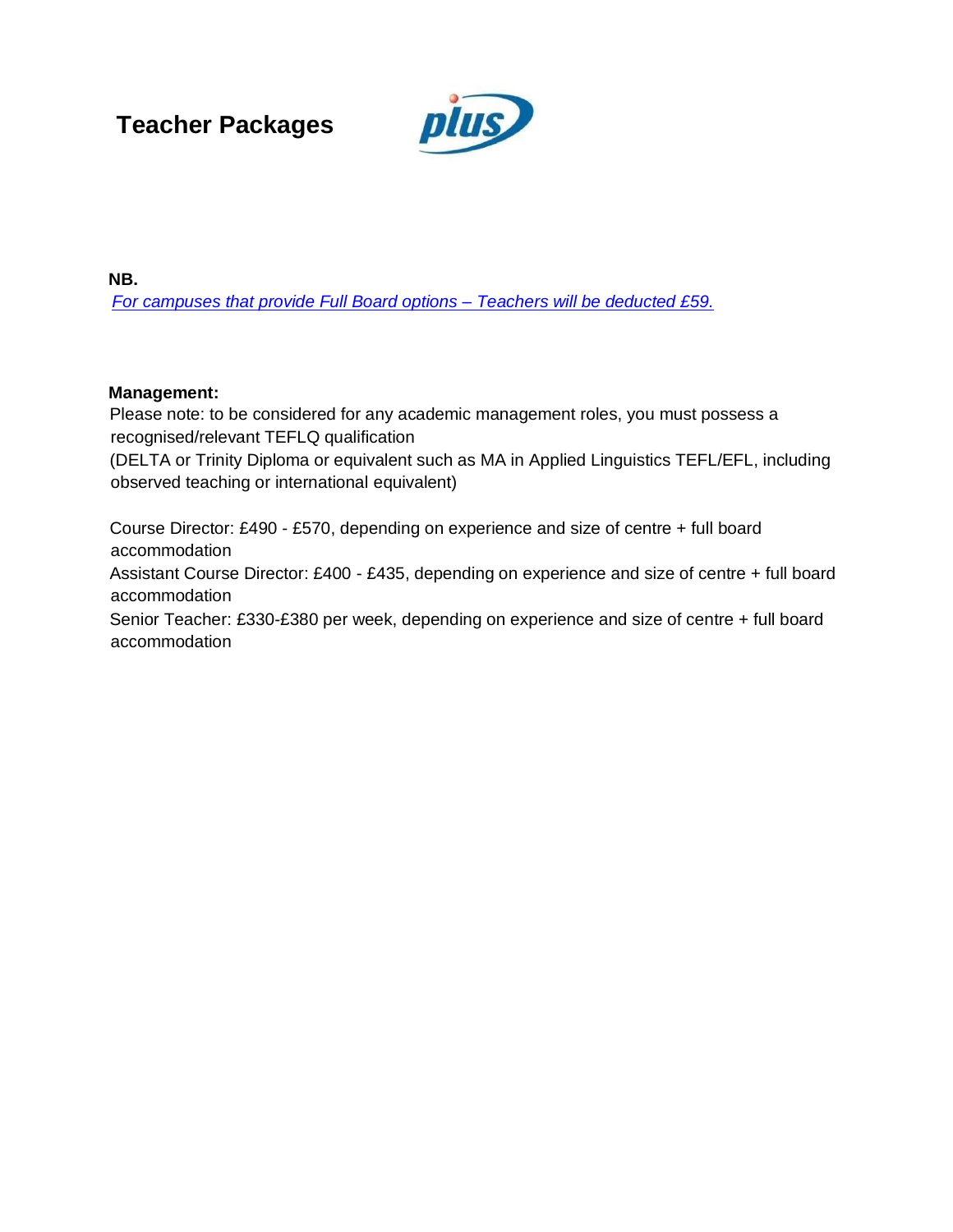# Teacher Packages

**NB.**

*For campuses that provide Full Board options – Teachers will be deducted £59.*

**Management:**

Please note: to be considered for any academic management roles, you must possess a recognised/relevant TEFLQ qualification
(DELTA or Trinity Diploma or equivalent such as MA in Applied Linguistics TEFL/EFL, including observed teaching or international equivalent)

Course Director: £490 - £570, depending on experience and size of centre + full board accommodation
Assistant Course Director: £400 - £435, depending on experience and size of centre + full board accommodation
Senior Teacher: £330-£380 per week, depending on experience and size of centre + full board accommodation